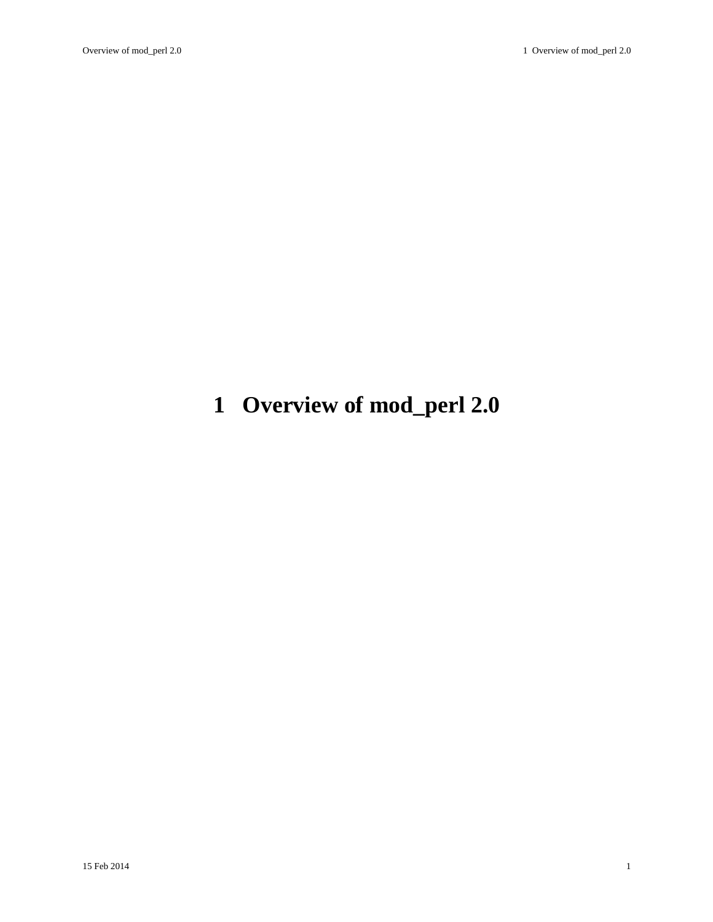# 1 Overview of mod_perl 2.0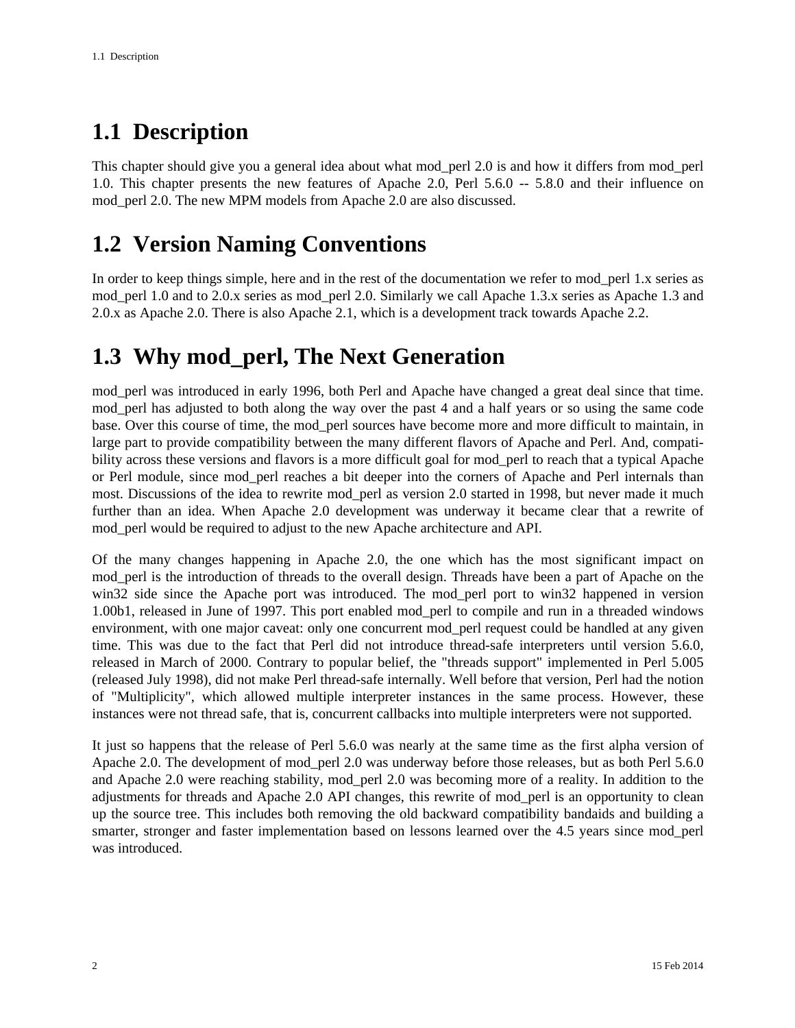## 1.1 Description

This chapter should give you a general idea about what mod_perl 2.0 is and how it differs from mod_perl 1.0. This chapter presents the new features of Apache 2.0, Perl 5.6.0 -- 5.8.0 and their influence on mod_perl 2.0. The new MPM models from Apache 2.0 are also discussed.

## 1.2 Version Naming Conventions

In order to keep things simple, here and in the rest of the documentation we refer to mod_perl 1.x series as mod_perl 1.0 and to 2.0.x series as mod_perl 2.0. Similarly we call Apache 1.3.x series as Apache 1.3 and 2.0.x as Apache 2.0. There is also Apache 2.1, which is a development track towards Apache 2.2.

## 1.3 Why mod_perl, The Next Generation

mod_perl was introduced in early 1996, both Perl and Apache have changed a great deal since that time. mod_perl has adjusted to both along the way over the past 4 and a half years or so using the same code base. Over this course of time, the mod_perl sources have become more and more difficult to maintain, in large part to provide compatibility between the many different flavors of Apache and Perl. And, compatibility across these versions and flavors is a more difficult goal for mod_perl to reach that a typical Apache or Perl module, since mod_perl reaches a bit deeper into the corners of Apache and Perl internals than most. Discussions of the idea to rewrite mod_perl as version 2.0 started in 1998, but never made it much further than an idea. When Apache 2.0 development was underway it became clear that a rewrite of mod_perl would be required to adjust to the new Apache architecture and API.

Of the many changes happening in Apache 2.0, the one which has the most significant impact on mod_perl is the introduction of threads to the overall design. Threads have been a part of Apache on the win32 side since the Apache port was introduced. The mod_perl port to win32 happened in version 1.00b1, released in June of 1997. This port enabled mod_perl to compile and run in a threaded windows environment, with one major caveat: only one concurrent mod_perl request could be handled at any given time. This was due to the fact that Perl did not introduce thread-safe interpreters until version 5.6.0, released in March of 2000. Contrary to popular belief, the "threads support" implemented in Perl 5.005 (released July 1998), did not make Perl thread-safe internally. Well before that version, Perl had the notion of "Multiplicity", which allowed multiple interpreter instances in the same process. However, these instances were not thread safe, that is, concurrent callbacks into multiple interpreters were not supported.

It just so happens that the release of Perl 5.6.0 was nearly at the same time as the first alpha version of Apache 2.0. The development of mod_perl 2.0 was underway before those releases, but as both Perl 5.6.0 and Apache 2.0 were reaching stability, mod_perl 2.0 was becoming more of a reality. In addition to the adjustments for threads and Apache 2.0 API changes, this rewrite of mod_perl is an opportunity to clean up the source tree. This includes both removing the old backward compatibility bandaids and building a smarter, stronger and faster implementation based on lessons learned over the 4.5 years since mod_perl was introduced.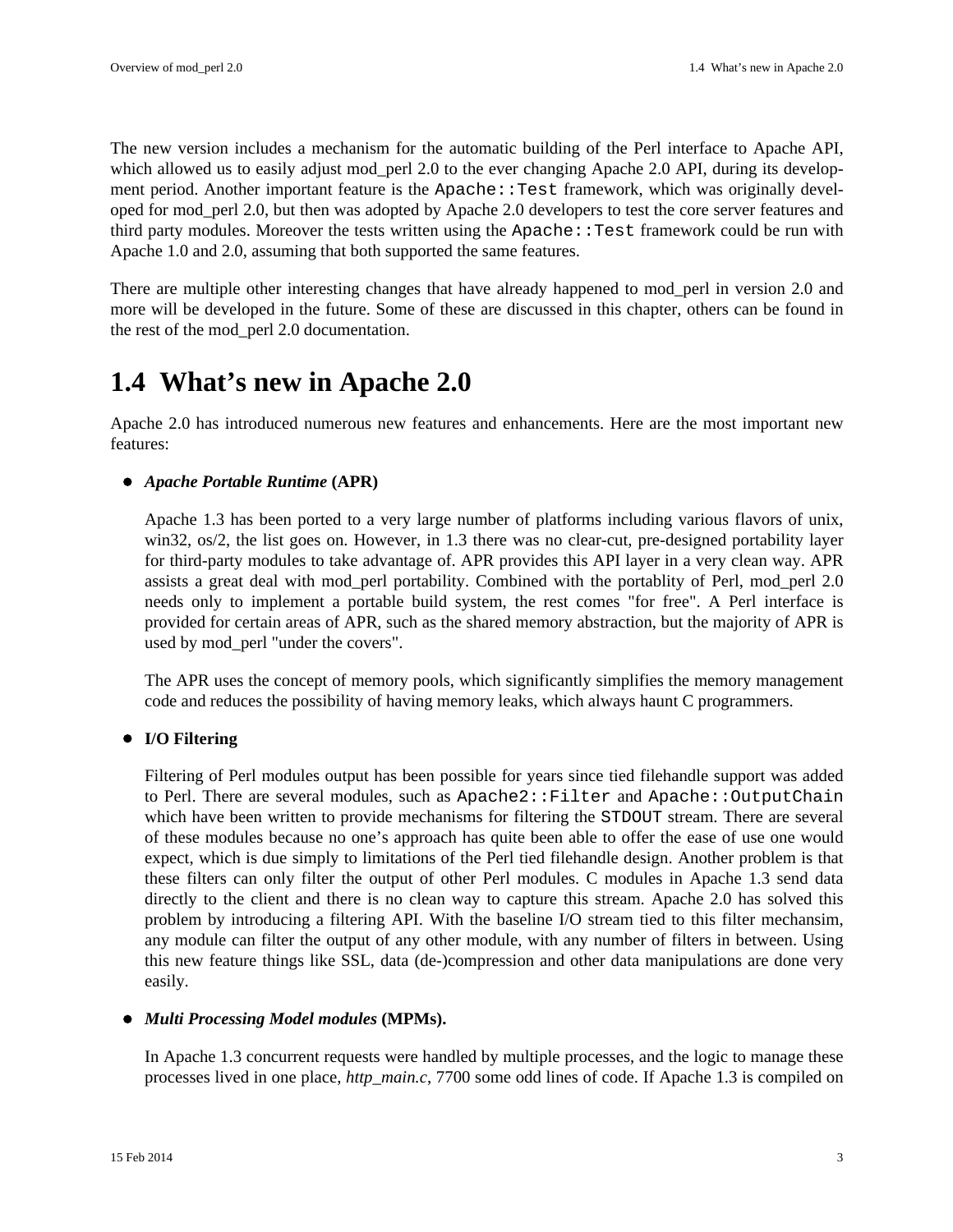The new version includes a mechanism for the automatic building of the Perl interface to Apache API, which allowed us to easily adjust mod_perl 2.0 to the ever changing Apache 2.0 API, during its development period. Another important feature is the `Apache::Test` framework, which was originally developed for mod_perl 2.0, but then was adopted by Apache 2.0 developers to test the core server features and third party modules. Moreover the tests written using the `Apache::Test` framework could be run with Apache 1.0 and 2.0, assuming that both supported the same features.

There are multiple other interesting changes that have already happened to mod_perl in version 2.0 and more will be developed in the future. Some of these are discussed in this chapter, others can be found in the rest of the mod_perl 2.0 documentation.

## 1.4 What's new in Apache 2.0

Apache 2.0 has introduced numerous new features and enhancements. Here are the most important new features:

- ***Apache Portable Runtime* (APR)**

  Apache 1.3 has been ported to a very large number of platforms including various flavors of unix, win32, os/2, the list goes on. However, in 1.3 there was no clear-cut, pre-designed portability layer for third-party modules to take advantage of. APR provides this API layer in a very clean way. APR assists a great deal with mod_perl portability. Combined with the portablity of Perl, mod_perl 2.0 needs only to implement a portable build system, the rest comes "for free". A Perl interface is provided for certain areas of APR, such as the shared memory abstraction, but the majority of APR is used by mod_perl "under the covers".

  The APR uses the concept of memory pools, which significantly simplifies the memory management code and reduces the possibility of having memory leaks, which always haunt C programmers.

- **I/O Filtering**

  Filtering of Perl modules output has been possible for years since tied filehandle support was added to Perl. There are several modules, such as `Apache2::Filter` and `Apache::OutputChain` which have been written to provide mechanisms for filtering the `STDOUT` stream. There are several of these modules because no one's approach has quite been able to offer the ease of use one would expect, which is due simply to limitations of the Perl tied filehandle design. Another problem is that these filters can only filter the output of other Perl modules. C modules in Apache 1.3 send data directly to the client and there is no clean way to capture this stream. Apache 2.0 has solved this problem by introducing a filtering API. With the baseline I/O stream tied to this filter mechansim, any module can filter the output of any other module, with any number of filters in between. Using this new feature things like SSL, data (de-)compression and other data manipulations are done very easily.

- ***Multi Processing Model modules* (MPMs).**

  In Apache 1.3 concurrent requests were handled by multiple processes, and the logic to manage these processes lived in one place, *http_main.c*, 7700 some odd lines of code. If Apache 1.3 is compiled on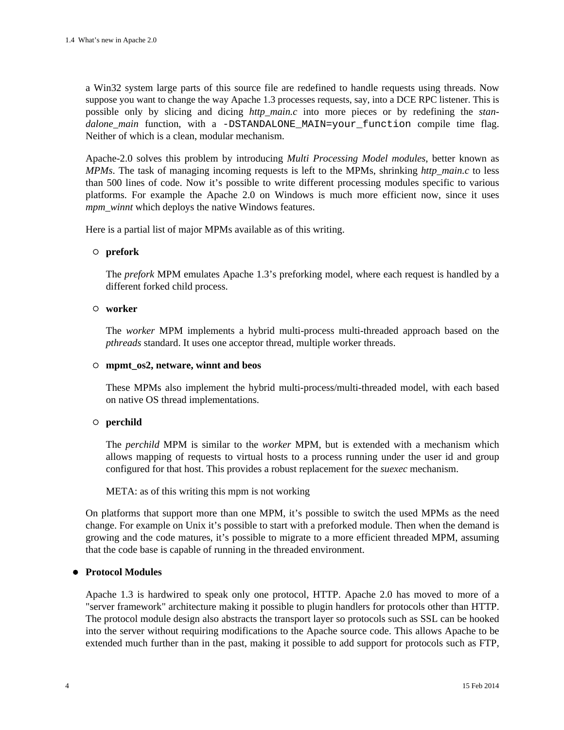a Win32 system large parts of this source file are redefined to handle requests using threads. Now suppose you want to change the way Apache 1.3 processes requests, say, into a DCE RPC listener. This is possible only by slicing and dicing *http_main.c* into more pieces or by redefining the *standalone_main* function, with a `-DSTANDALONE_MAIN=your_function` compile time flag. Neither of which is a clean, modular mechanism.

Apache-2.0 solves this problem by introducing *Multi Processing Model modules*, better known as *MPMs*. The task of managing incoming requests is left to the MPMs, shrinking *http_main.c* to less than 500 lines of code. Now it's possible to write different processing modules specific to various platforms. For example the Apache 2.0 on Windows is much more efficient now, since it uses *mpm_winnt* which deploys the native Windows features.

Here is a partial list of major MPMs available as of this writing.

- **prefork**

  The *prefork* MPM emulates Apache 1.3's preforking model, where each request is handled by a different forked child process.

- **worker**

  The *worker* MPM implements a hybrid multi-process multi-threaded approach based on the *pthreads* standard. It uses one acceptor thread, multiple worker threads.

- **mpmt_os2, netware, winnt and beos**

  These MPMs also implement the hybrid multi-process/multi-threaded model, with each based on native OS thread implementations.

- **perchild**

  The *perchild* MPM is similar to the *worker* MPM, but is extended with a mechanism which allows mapping of requests to virtual hosts to a process running under the user id and group configured for that host. This provides a robust replacement for the *suexec* mechanism.

  META: as of this writing this mpm is not working

On platforms that support more than one MPM, it's possible to switch the used MPMs as the need change. For example on Unix it's possible to start with a preforked module. Then when the demand is growing and the code matures, it's possible to migrate to a more efficient threaded MPM, assuming that the code base is capable of running in the threaded environment.

- **Protocol Modules**

  Apache 1.3 is hardwired to speak only one protocol, HTTP. Apache 2.0 has moved to more of a "server framework" architecture making it possible to plugin handlers for protocols other than HTTP. The protocol module design also abstracts the transport layer so protocols such as SSL can be hooked into the server without requiring modifications to the Apache source code. This allows Apache to be extended much further than in the past, making it possible to add support for protocols such as FTP,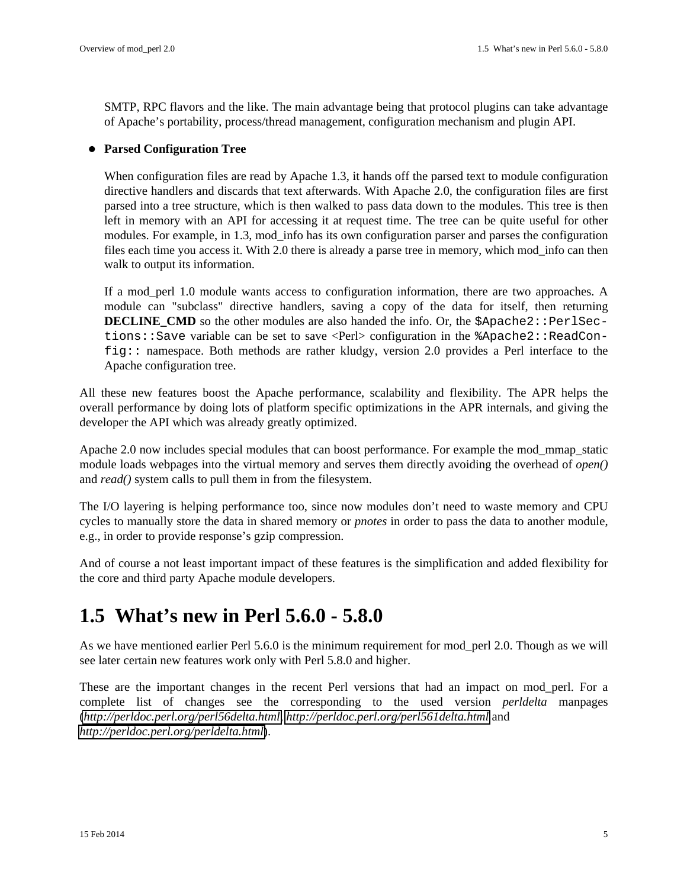SMTP, RPC flavors and the like. The main advantage being that protocol plugins can take advantage of Apache's portability, process/thread management, configuration mechanism and plugin API.

- **Parsed Configuration Tree**

  When configuration files are read by Apache 1.3, it hands off the parsed text to module configuration directive handlers and discards that text afterwards. With Apache 2.0, the configuration files are first parsed into a tree structure, which is then walked to pass data down to the modules. This tree is then left in memory with an API for accessing it at request time. The tree can be quite useful for other modules. For example, in 1.3, mod_info has its own configuration parser and parses the configuration files each time you access it. With 2.0 there is already a parse tree in memory, which mod_info can then walk to output its information.

  If a mod_perl 1.0 module wants access to configuration information, there are two approaches. A module can "subclass" directive handlers, saving a copy of the data for itself, then returning **DECLINE_CMD** so the other modules are also handed the info. Or, the `$Apache2::PerlSections::Save` variable can be set to save <Perl> configuration in the `%Apache2::ReadConfig::` namespace. Both methods are rather kludgy, version 2.0 provides a Perl interface to the Apache configuration tree.

All these new features boost the Apache performance, scalability and flexibility. The APR helps the overall performance by doing lots of platform specific optimizations in the APR internals, and giving the developer the API which was already greatly optimized.

Apache 2.0 now includes special modules that can boost performance. For example the mod_mmap_static module loads webpages into the virtual memory and serves them directly avoiding the overhead of *open()* and *read()* system calls to pull them in from the filesystem.

The I/O layering is helping performance too, since now modules don't need to waste memory and CPU cycles to manually store the data in shared memory or *pnotes* in order to pass the data to another module, e.g., in order to provide response's gzip compression.

And of course a not least important impact of these features is the simplification and added flexibility for the core and third party Apache module developers.

## 1.5 What's new in Perl 5.6.0 - 5.8.0

As we have mentioned earlier Perl 5.6.0 is the minimum requirement for mod_perl 2.0. Though as we will see later certain new features work only with Perl 5.8.0 and higher.

These are the important changes in the recent Perl versions that had an impact on mod_perl. For a complete list of changes see the corresponding to the used version *perldelta* manpages (*http://perldoc.perl.org/perl56delta.html*, *http://perldoc.perl.org/perl561delta.html* and *http://perldoc.perl.org/perldelta.html*).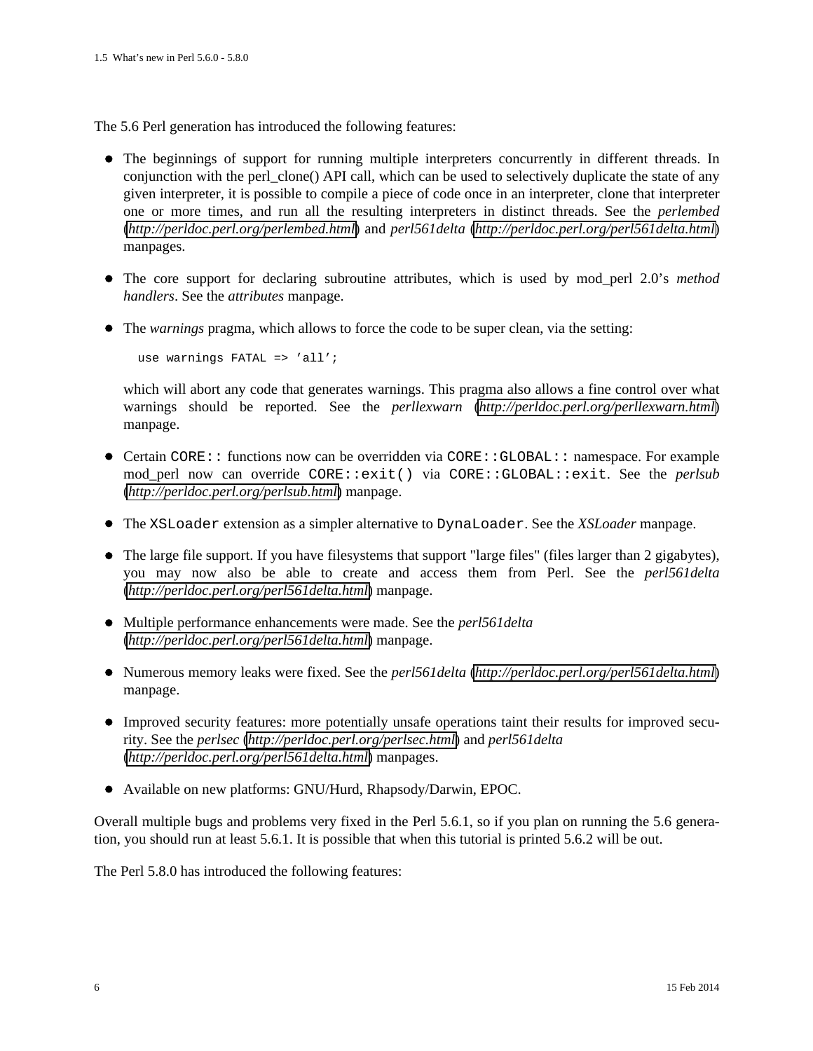The 5.6 Perl generation has introduced the following features:

- The beginnings of support for running multiple interpreters concurrently in different threads. In conjunction with the perl_clone() API call, which can be used to selectively duplicate the state of any given interpreter, it is possible to compile a piece of code once in an interpreter, clone that interpreter one or more times, and run all the resulting interpreters in distinct threads. See the *perlembed* (*http://perldoc.perl.org/perlembed.html*) and *perl561delta* (*http://perldoc.perl.org/perl561delta.html*) manpages.

- The core support for declaring subroutine attributes, which is used by mod_perl 2.0's *method handlers*. See the *attributes* manpage.

- The *warnings* pragma, which allows to force the code to be super clean, via the setting:

  ```
  use warnings FATAL => 'all';
  ```

  which will abort any code that generates warnings. This pragma also allows a fine control over what warnings should be reported. See the *perllexwarn* (*http://perldoc.perl.org/perllexwarn.html*) manpage.

- Certain `CORE::` functions now can be overridden via `CORE::GLOBAL::` namespace. For example mod_perl now can override `CORE::exit()` via `CORE::GLOBAL::exit`. See the *perlsub* (*http://perldoc.perl.org/perlsub.html*) manpage.

- The `XSLoader` extension as a simpler alternative to `DynaLoader`. See the *XSLoader* manpage.

- The large file support. If you have filesystems that support "large files" (files larger than 2 gigabytes), you may now also be able to create and access them from Perl. See the *perl561delta* (*http://perldoc.perl.org/perl561delta.html*) manpage.

- Multiple performance enhancements were made. See the *perl561delta* (*http://perldoc.perl.org/perl561delta.html*) manpage.

- Numerous memory leaks were fixed. See the *perl561delta* (*http://perldoc.perl.org/perl561delta.html*) manpage.

- Improved security features: more potentially unsafe operations taint their results for improved security. See the *perlsec* (*http://perldoc.perl.org/perlsec.html*) and *perl561delta* (*http://perldoc.perl.org/perl561delta.html*) manpages.

- Available on new platforms: GNU/Hurd, Rhapsody/Darwin, EPOC.

Overall multiple bugs and problems very fixed in the Perl 5.6.1, so if you plan on running the 5.6 generation, you should run at least 5.6.1. It is possible that when this tutorial is printed 5.6.2 will be out.

The Perl 5.8.0 has introduced the following features: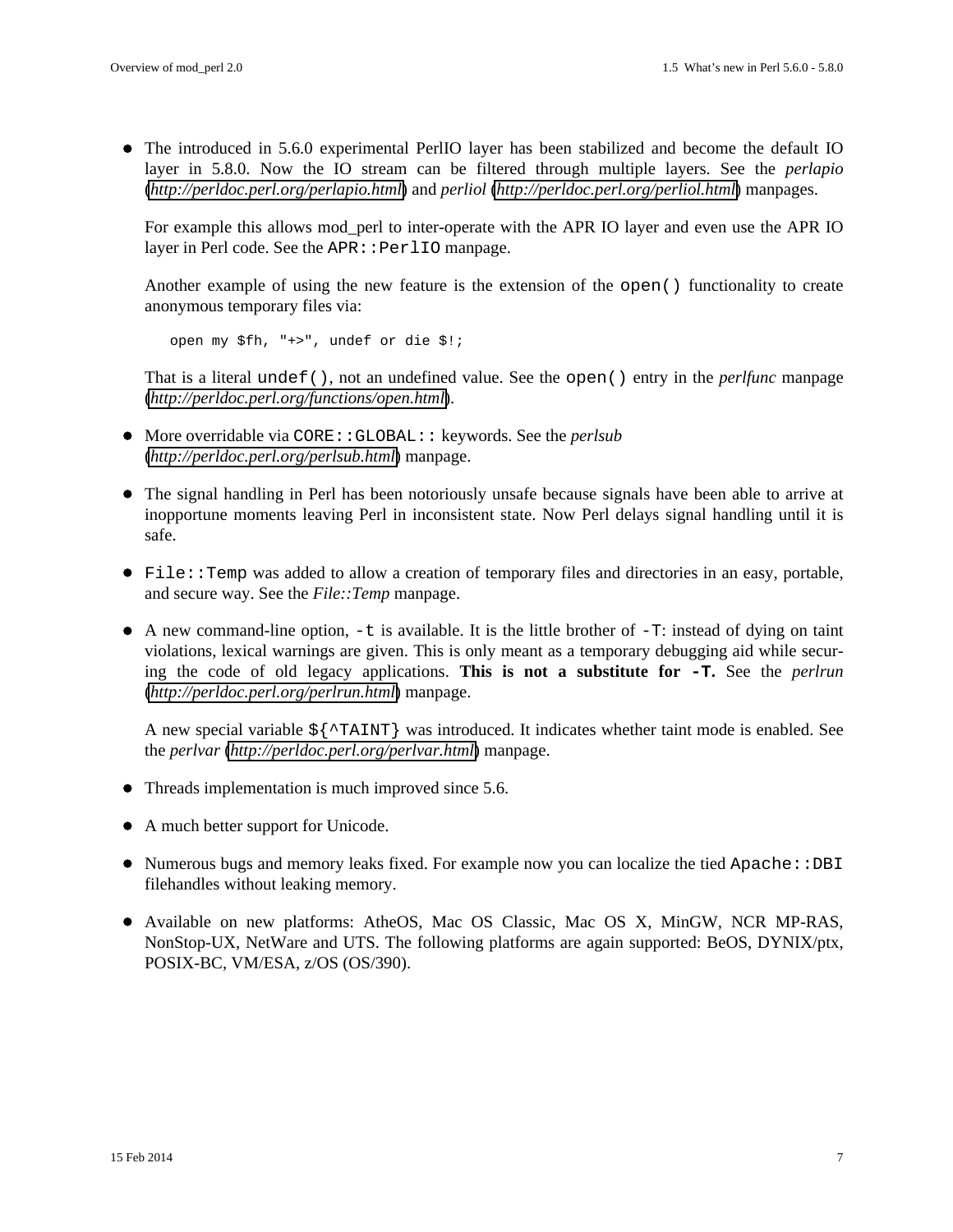- The introduced in 5.6.0 experimental PerlIO layer has been stabilized and become the default IO layer in 5.8.0. Now the IO stream can be filtered through multiple layers. See the *perlapio* (*http://perldoc.perl.org/perlapio.html*) and *perliol* (*http://perldoc.perl.org/perliol.html*) manpages.

  For example this allows mod_perl to inter-operate with the APR IO layer and even use the APR IO layer in Perl code. See the `APR::PerlIO` manpage.

  Another example of using the new feature is the extension of the `open()` functionality to create anonymous temporary files via:

  ```
  open my $fh, "+>", undef or die $!;
  ```

  That is a literal `undef()`, not an undefined value. See the `open()` entry in the *perlfunc* manpage (*http://perldoc.perl.org/functions/open.html*).

- More overridable via `CORE::GLOBAL::` keywords. See the *perlsub* (*http://perldoc.perl.org/perlsub.html*) manpage.

- The signal handling in Perl has been notoriously unsafe because signals have been able to arrive at inopportune moments leaving Perl in inconsistent state. Now Perl delays signal handling until it is safe.

- `File::Temp` was added to allow a creation of temporary files and directories in an easy, portable, and secure way. See the *File::Temp* manpage.

- A new command-line option, `-t` is available. It is the little brother of `-T`: instead of dying on taint violations, lexical warnings are given. This is only meant as a temporary debugging aid while securing the code of old legacy applications. **This is not a substitute for `-T`.** See the *perlrun* (*http://perldoc.perl.org/perlrun.html*) manpage.

  A new special variable `${^TAINT}` was introduced. It indicates whether taint mode is enabled. See the *perlvar* (*http://perldoc.perl.org/perlvar.html*) manpage.

- Threads implementation is much improved since 5.6.

- A much better support for Unicode.

- Numerous bugs and memory leaks fixed. For example now you can localize the tied `Apache::DBI` filehandles without leaking memory.

- Available on new platforms: AtheOS, Mac OS Classic, Mac OS X, MinGW, NCR MP-RAS, NonStop-UX, NetWare and UTS. The following platforms are again supported: BeOS, DYNIX/ptx, POSIX-BC, VM/ESA, z/OS (OS/390).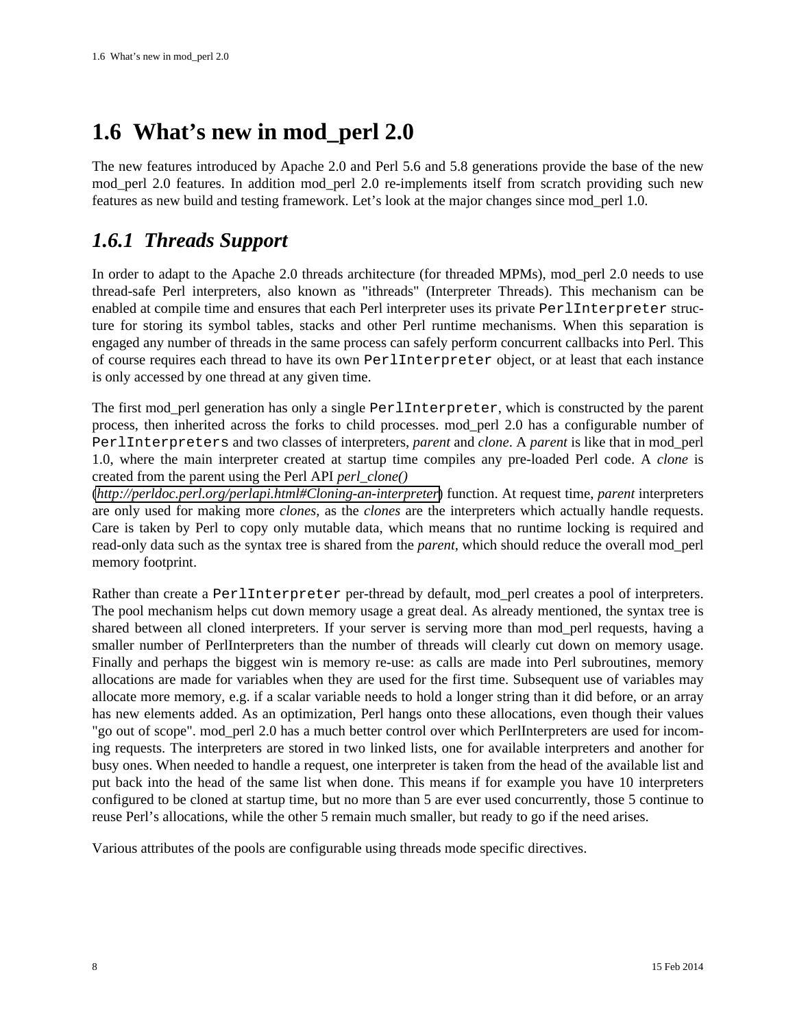# 1.6 What's new in mod_perl 2.0

The new features introduced by Apache 2.0 and Perl 5.6 and 5.8 generations provide the base of the new mod_perl 2.0 features. In addition mod_perl 2.0 re-implements itself from scratch providing such new features as new build and testing framework. Let's look at the major changes since mod_perl 1.0.

## *1.6.1 Threads Support*

In order to adapt to the Apache 2.0 threads architecture (for threaded MPMs), mod_perl 2.0 needs to use thread-safe Perl interpreters, also known as "ithreads" (Interpreter Threads). This mechanism can be enabled at compile time and ensures that each Perl interpreter uses its private `PerlInterpreter` structure for storing its symbol tables, stacks and other Perl runtime mechanisms. When this separation is engaged any number of threads in the same process can safely perform concurrent callbacks into Perl. This of course requires each thread to have its own `PerlInterpreter` object, or at least that each instance is only accessed by one thread at any given time.

The first mod_perl generation has only a single `PerlInterpreter`, which is constructed by the parent process, then inherited across the forks to child processes. mod_perl 2.0 has a configurable number of `PerlInterpreters` and two classes of interpreters, *parent* and *clone*. A *parent* is like that in mod_perl 1.0, where the main interpreter created at startup time compiles any pre-loaded Perl code. A *clone* is created from the parent using the Perl API *perl_clone()* (*http://perldoc.perl.org/perlapi.html#Cloning-an-interpreter*) function. At request time, *parent* interpreters are only used for making more *clones*, as the *clones* are the interpreters which actually handle requests. Care is taken by Perl to copy only mutable data, which means that no runtime locking is required and read-only data such as the syntax tree is shared from the *parent*, which should reduce the overall mod_perl memory footprint.

Rather than create a `PerlInterpreter` per-thread by default, mod_perl creates a pool of interpreters. The pool mechanism helps cut down memory usage a great deal. As already mentioned, the syntax tree is shared between all cloned interpreters. If your server is serving more than mod_perl requests, having a smaller number of PerlInterpreters than the number of threads will clearly cut down on memory usage. Finally and perhaps the biggest win is memory re-use: as calls are made into Perl subroutines, memory allocations are made for variables when they are used for the first time. Subsequent use of variables may allocate more memory, e.g. if a scalar variable needs to hold a longer string than it did before, or an array has new elements added. As an optimization, Perl hangs onto these allocations, even though their values "go out of scope". mod_perl 2.0 has a much better control over which PerlInterpreters are used for incoming requests. The interpreters are stored in two linked lists, one for available interpreters and another for busy ones. When needed to handle a request, one interpreter is taken from the head of the available list and put back into the head of the same list when done. This means if for example you have 10 interpreters configured to be cloned at startup time, but no more than 5 are ever used concurrently, those 5 continue to reuse Perl's allocations, while the other 5 remain much smaller, but ready to go if the need arises.

Various attributes of the pools are configurable using threads mode specific directives.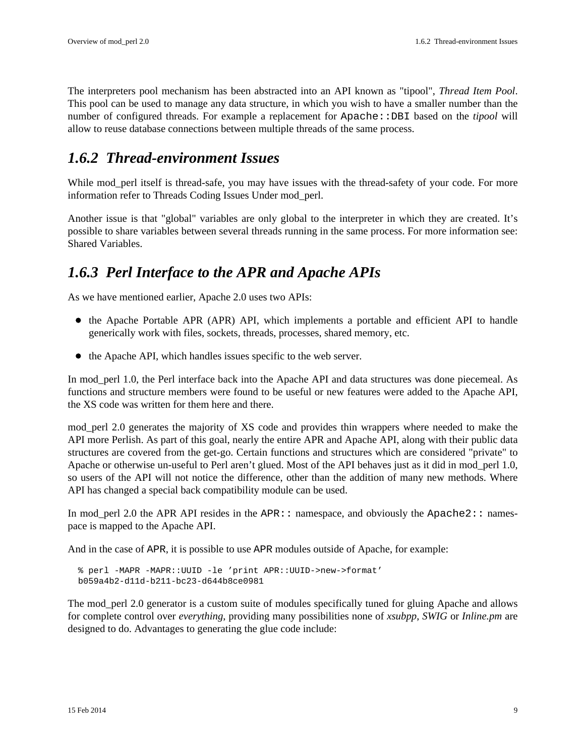The interpreters pool mechanism has been abstracted into an API known as "tipool", *Thread Item Pool*. This pool can be used to manage any data structure, in which you wish to have a smaller number than the number of configured threads. For example a replacement for `Apache::DBI` based on the *tipool* will allow to reuse database connections between multiple threads of the same process.

### *1.6.2 Thread-environment Issues*

While mod_perl itself is thread-safe, you may have issues with the thread-safety of your code. For more information refer to Threads Coding Issues Under mod_perl.

Another issue is that "global" variables are only global to the interpreter in which they are created. It's possible to share variables between several threads running in the same process. For more information see: Shared Variables.

### *1.6.3 Perl Interface to the APR and Apache APIs*

As we have mentioned earlier, Apache 2.0 uses two APIs:

- the Apache Portable APR (APR) API, which implements a portable and efficient API to handle generically work with files, sockets, threads, processes, shared memory, etc.
- the Apache API, which handles issues specific to the web server.

In mod_perl 1.0, the Perl interface back into the Apache API and data structures was done piecemeal. As functions and structure members were found to be useful or new features were added to the Apache API, the XS code was written for them here and there.

mod_perl 2.0 generates the majority of XS code and provides thin wrappers where needed to make the API more Perlish. As part of this goal, nearly the entire APR and Apache API, along with their public data structures are covered from the get-go. Certain functions and structures which are considered "private" to Apache or otherwise un-useful to Perl aren't glued. Most of the API behaves just as it did in mod_perl 1.0, so users of the API will not notice the difference, other than the addition of many new methods. Where API has changed a special back compatibility module can be used.

In mod_perl 2.0 the APR API resides in the `APR::` namespace, and obviously the `Apache2::` namespace is mapped to the Apache API.

And in the case of `APR`, it is possible to use `APR` modules outside of Apache, for example:

```
% perl -MAPR -MAPR::UUID -le 'print APR::UUID->new->format'
b059a4b2-d11d-b211-bc23-d644b8ce0981
```

The mod_perl 2.0 generator is a custom suite of modules specifically tuned for gluing Apache and allows for complete control over *everything*, providing many possibilities none of *xsubpp*, *SWIG* or *Inline.pm* are designed to do. Advantages to generating the glue code include: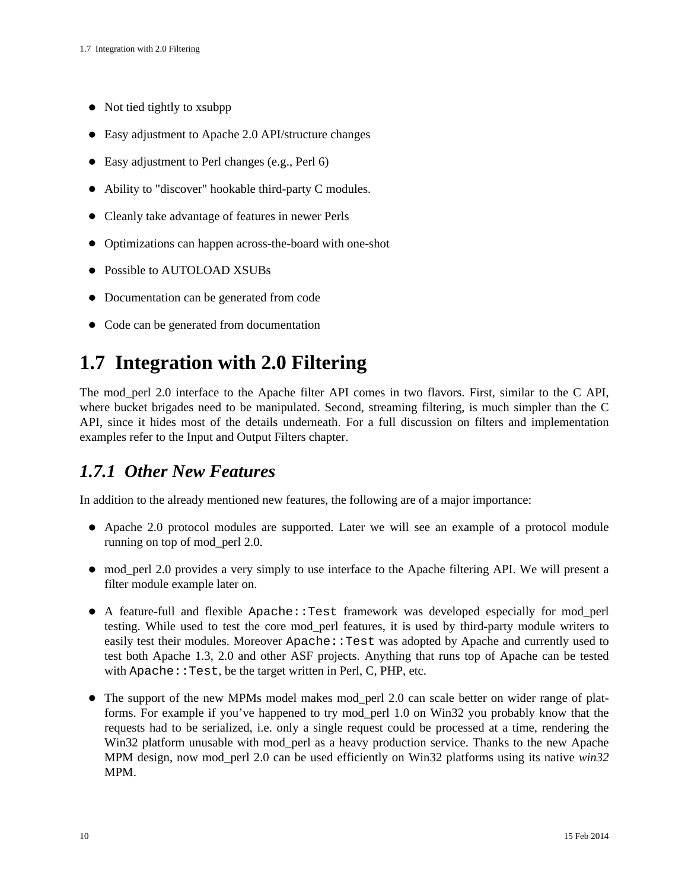- Not tied tightly to xsubpp
- Easy adjustment to Apache 2.0 API/structure changes
- Easy adjustment to Perl changes (e.g., Perl 6)
- Ability to "discover" hookable third-party C modules.
- Cleanly take advantage of features in newer Perls
- Optimizations can happen across-the-board with one-shot
- Possible to AUTOLOAD XSUBs
- Documentation can be generated from code
- Code can be generated from documentation

## 1.7 Integration with 2.0 Filtering

The mod_perl 2.0 interface to the Apache filter API comes in two flavors. First, similar to the C API, where bucket brigades need to be manipulated. Second, streaming filtering, is much simpler than the C API, since it hides most of the details underneath. For a full discussion on filters and implementation examples refer to the Input and Output Filters chapter.

### *1.7.1 Other New Features*

In addition to the already mentioned new features, the following are of a major importance:

- Apache 2.0 protocol modules are supported. Later we will see an example of a protocol module running on top of mod_perl 2.0.
- mod_perl 2.0 provides a very simply to use interface to the Apache filtering API. We will present a filter module example later on.
- A feature-full and flexible `Apache::Test` framework was developed especially for mod_perl testing. While used to test the core mod_perl features, it is used by third-party module writers to easily test their modules. Moreover `Apache::Test` was adopted by Apache and currently used to test both Apache 1.3, 2.0 and other ASF projects. Anything that runs top of Apache can be tested with `Apache::Test`, be the target written in Perl, C, PHP, etc.
- The support of the new MPMs model makes mod_perl 2.0 can scale better on wider range of platforms. For example if you've happened to try mod_perl 1.0 on Win32 you probably know that the requests had to be serialized, i.e. only a single request could be processed at a time, rendering the Win32 platform unusable with mod_perl as a heavy production service. Thanks to the new Apache MPM design, now mod_perl 2.0 can be used efficiently on Win32 platforms using its native *win32* MPM.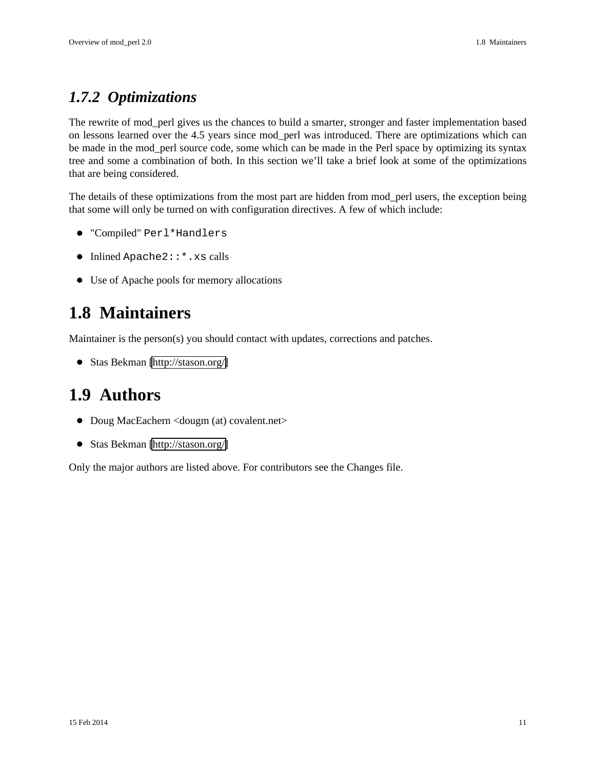### 1.7.2 Optimizations

The rewrite of mod_perl gives us the chances to build a smarter, stronger and faster implementation based on lessons learned over the 4.5 years since mod_perl was introduced. There are optimizations which can be made in the mod_perl source code, some which can be made in the Perl space by optimizing its syntax tree and some a combination of both. In this section we'll take a brief look at some of the optimizations that are being considered.

The details of these optimizations from the most part are hidden from mod_perl users, the exception being that some will only be turned on with configuration directives. A few of which include:

- "Compiled" `Perl*Handlers`
- Inlined `Apache2::*.xs` calls
- Use of Apache pools for memory allocations

## 1.8 Maintainers

Maintainer is the person(s) you should contact with updates, corrections and patches.

- Stas Bekman [http://stason.org/]

## 1.9 Authors

- Doug MacEachern <dougm (at) covalent.net>
- Stas Bekman [http://stason.org/]

Only the major authors are listed above. For contributors see the Changes file.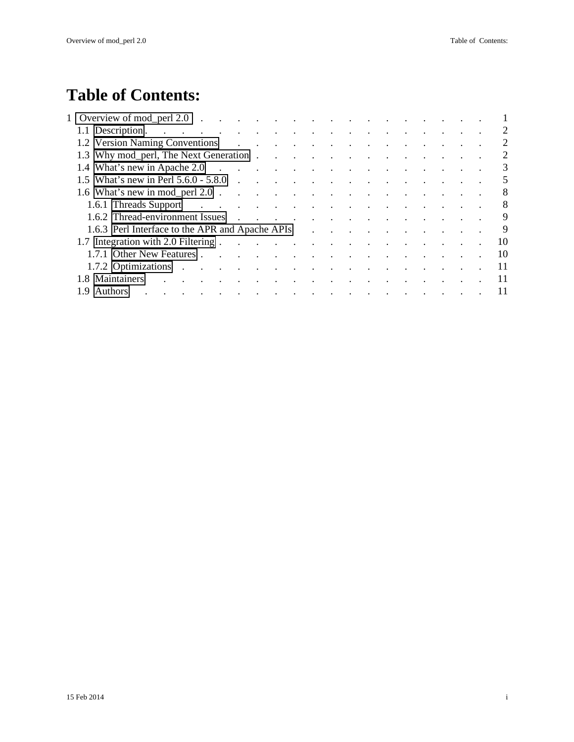# Table of Contents:

1 Overview of mod_perl 2.0 . . . . . . . . . . . . . . . . . . . . 1
- 1.1 Description . . . . . . . . . . . . . . . . . . . . . . 2
- 1.2 Version Naming Conventions . . . . . . . . . . . . . . . . . 2
- 1.3 Why mod_perl, The Next Generation . . . . . . . . . . . . . . 2
- 1.4 What's new in Apache 2.0 . . . . . . . . . . . . . . . . . 3
- 1.5 What's new in Perl 5.6.0 - 5.8.0 . . . . . . . . . . . . . . 5
- 1.6 What's new in mod_perl 2.0 . . . . . . . . . . . . . . . . 8
  - 1.6.1 Threads Support . . . . . . . . . . . . . . . . . . 8
  - 1.6.2 Thread-environment Issues . . . . . . . . . . . . . . . 9
  - 1.6.3 Perl Interface to the APR and Apache APIs . . . . . . . . . . 9
- 1.7 Integration with 2.0 Filtering . . . . . . . . . . . . . . . 10
  - 1.7.1 Other New Features . . . . . . . . . . . . . . . . . 10
  - 1.7.2 Optimizations . . . . . . . . . . . . . . . . . . . 11
- 1.8 Maintainers . . . . . . . . . . . . . . . . . . . . . 11
- 1.9 Authors . . . . . . . . . . . . . . . . . . . . . . 11